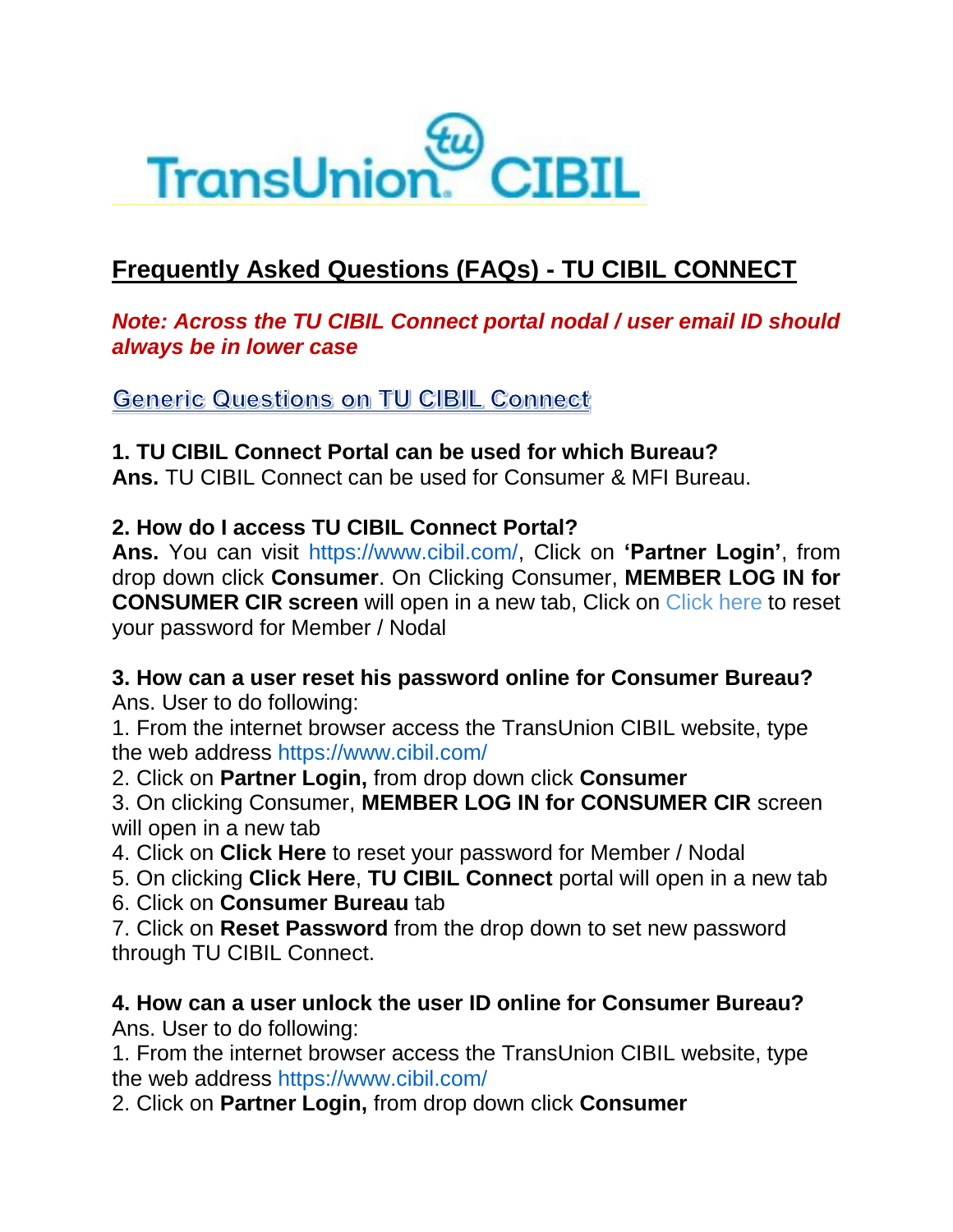TransUnion CIBIL

# Frequently Asked Questions (FAQs) - TU CIBIL CONNECT

***Note: Across the TU CIBIL Connect portal nodal / user email ID should always be in lower case***

## Generic Questions on TU CIBIL Connect

**1. TU CIBIL Connect Portal can be used for which Bureau?**
**Ans.** TU CIBIL Connect can be used for Consumer & MFI Bureau.

**2. How do I access TU CIBIL Connect Portal?**
**Ans.** You can visit https://www.cibil.com/, Click on **'Partner Login'**, from drop down click **Consumer**. On Clicking Consumer, **MEMBER LOG IN for CONSUMER CIR screen** will open in a new tab, Click on Click here to reset your password for Member / Nodal

**3. How can a user reset his password online for Consumer Bureau?**
Ans. User to do following:

1. From the internet browser access the TransUnion CIBIL website, type the web address https://www.cibil.com/
2. Click on **Partner Login,** from drop down click **Consumer**
3. On clicking Consumer, **MEMBER LOG IN for CONSUMER CIR** screen will open in a new tab
4. Click on **Click Here** to reset your password for Member / Nodal
5. On clicking **Click Here**, **TU CIBIL Connect** portal will open in a new tab
6. Click on **Consumer Bureau** tab
7. Click on **Reset Password** from the drop down to set new password through TU CIBIL Connect.

**4. How can a user unlock the user ID online for Consumer Bureau?**
Ans. User to do following:

1. From the internet browser access the TransUnion CIBIL website, type the web address https://www.cibil.com/
2. Click on **Partner Login,** from drop down click **Consumer**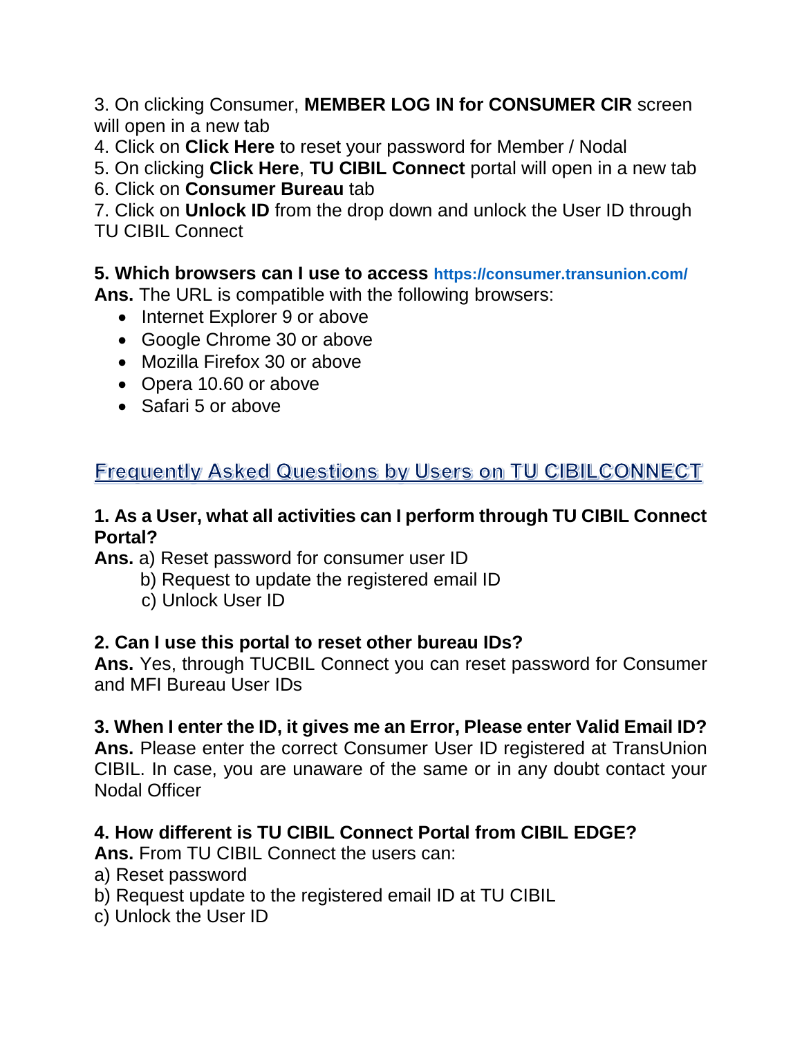3. On clicking Consumer, **MEMBER LOG IN for CONSUMER CIR** screen will open in a new tab
4. Click on **Click Here** to reset your password for Member / Nodal
5. On clicking **Click Here**, **TU CIBIL Connect** portal will open in a new tab
6. Click on **Consumer Bureau** tab
7. Click on **Unlock ID** from the drop down and unlock the User ID through TU CIBIL Connect

**5. Which browsers can I use to access https://consumer.transunion.com/**
**Ans.** The URL is compatible with the following browsers:

- Internet Explorer 9 or above
- Google Chrome 30 or above
- Mozilla Firefox 30 or above
- Opera 10.60 or above
- Safari 5 or above

## Frequently Asked Questions by Users on TU CIBILCONNECT

**1. As a User, what all activities can I perform through TU CIBIL Connect Portal?**
**Ans.** a) Reset password for consumer user ID
b) Request to update the registered email ID
c) Unlock User ID

**2. Can I use this portal to reset other bureau IDs?**
**Ans.** Yes, through TUCBIL Connect you can reset password for Consumer and MFI Bureau User IDs

**3. When I enter the ID, it gives me an Error, Please enter Valid Email ID?**
**Ans.** Please enter the correct Consumer User ID registered at TransUnion CIBIL. In case, you are unaware of the same or in any doubt contact your Nodal Officer

**4. How different is TU CIBIL Connect Portal from CIBIL EDGE?**
**Ans.** From TU CIBIL Connect the users can:
a) Reset password
b) Request update to the registered email ID at TU CIBIL
c) Unlock the User ID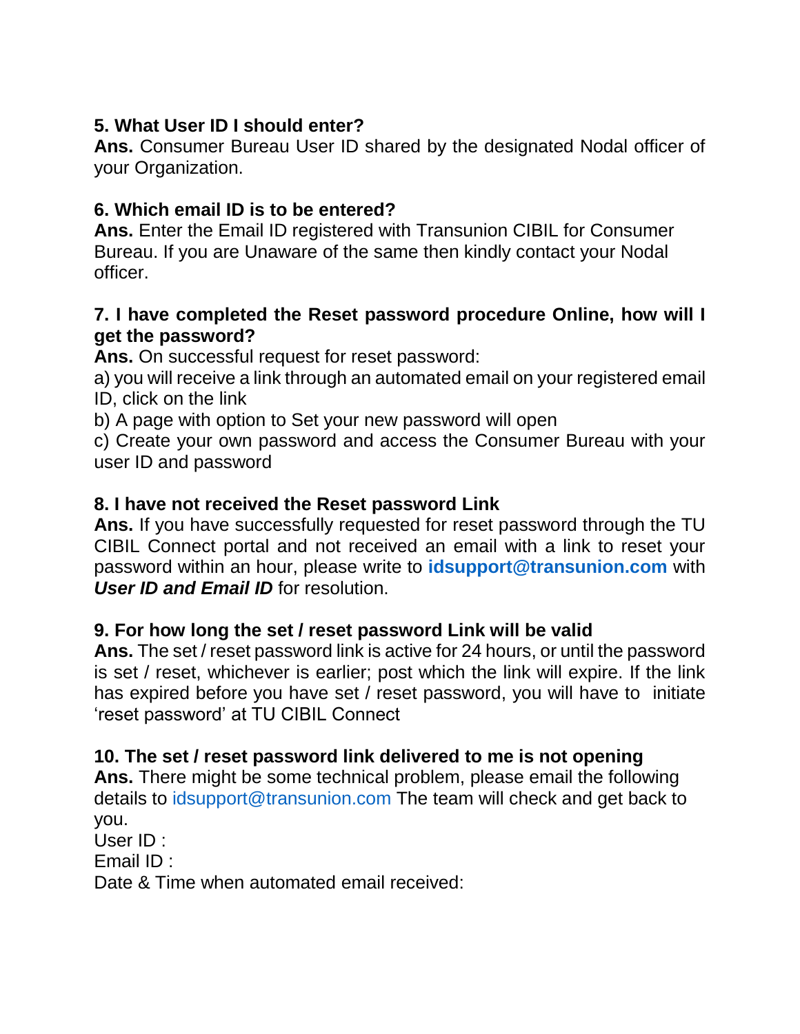**5. What User ID I should enter?**
**Ans.** Consumer Bureau User ID shared by the designated Nodal officer of your Organization.

**6. Which email ID is to be entered?**
**Ans.** Enter the Email ID registered with Transunion CIBIL for Consumer Bureau. If you are Unaware of the same then kindly contact your Nodal officer.

**7. I have completed the Reset password procedure Online, how will I get the password?**
**Ans.** On successful request for reset password:
a) you will receive a link through an automated email on your registered email ID, click on the link
b) A page with option to Set your new password will open
c) Create your own password and access the Consumer Bureau with your user ID and password

**8. I have not received the Reset password Link**
**Ans.** If you have successfully requested for reset password through the TU CIBIL Connect portal and not received an email with a link to reset your password within an hour, please write to **idsupport@transunion.com** with ***User ID and Email ID*** for resolution.

**9. For how long the set / reset password Link will be valid**
**Ans.** The set / reset password link is active for 24 hours, or until the password is set / reset, whichever is earlier; post which the link will expire. If the link has expired before you have set / reset password, you will have to initiate 'reset password' at TU CIBIL Connect

**10. The set / reset password link delivered to me is not opening**
**Ans.** There might be some technical problem, please email the following details to idsupport@transunion.com The team will check and get back to you.
User ID :
Email ID :
Date & Time when automated email received: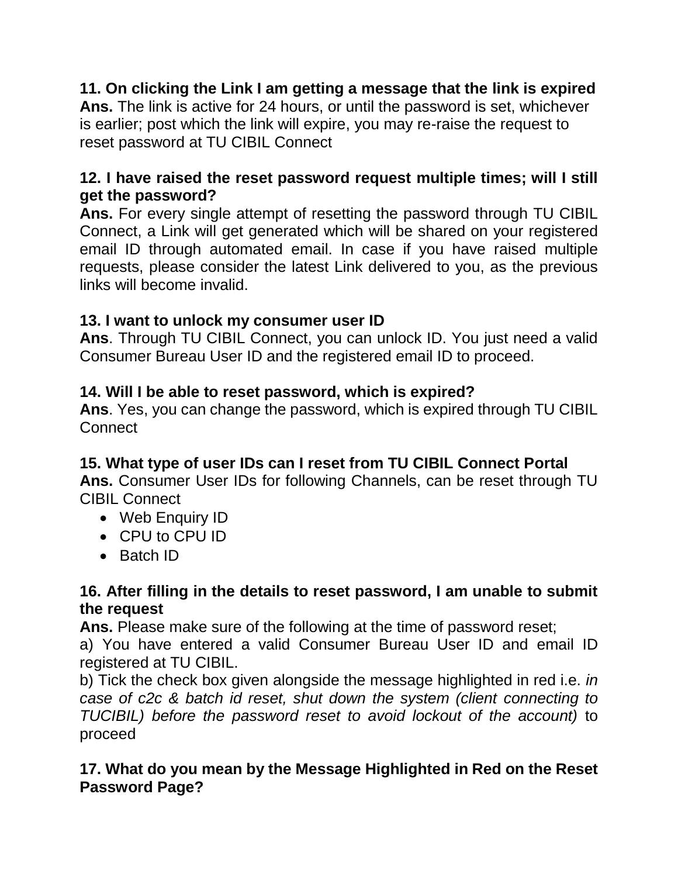**11. On clicking the Link I am getting a message that the link is expired**
**Ans.** The link is active for 24 hours, or until the password is set, whichever is earlier; post which the link will expire, you may re-raise the request to reset password at TU CIBIL Connect

**12. I have raised the reset password request multiple times; will I still get the password?**
**Ans.** For every single attempt of resetting the password through TU CIBIL Connect, a Link will get generated which will be shared on your registered email ID through automated email. In case if you have raised multiple requests, please consider the latest Link delivered to you, as the previous links will become invalid.

**13. I want to unlock my consumer user ID**
**Ans**. Through TU CIBIL Connect, you can unlock ID. You just need a valid Consumer Bureau User ID and the registered email ID to proceed.

**14. Will I be able to reset password, which is expired?**
**Ans**. Yes, you can change the password, which is expired through TU CIBIL Connect

**15. What type of user IDs can I reset from TU CIBIL Connect Portal**
**Ans.** Consumer User IDs for following Channels, can be reset through TU CIBIL Connect

- Web Enquiry ID
- CPU to CPU ID
- Batch ID

**16. After filling in the details to reset password, I am unable to submit the request**
**Ans.** Please make sure of the following at the time of password reset;
a) You have entered a valid Consumer Bureau User ID and email ID registered at TU CIBIL.
b) Tick the check box given alongside the message highlighted in red i.e. *in case of c2c & batch id reset, shut down the system (client connecting to TUCIBIL) before the password reset to avoid lockout of the account)* to proceed

**17. What do you mean by the Message Highlighted in Red on the Reset Password Page?**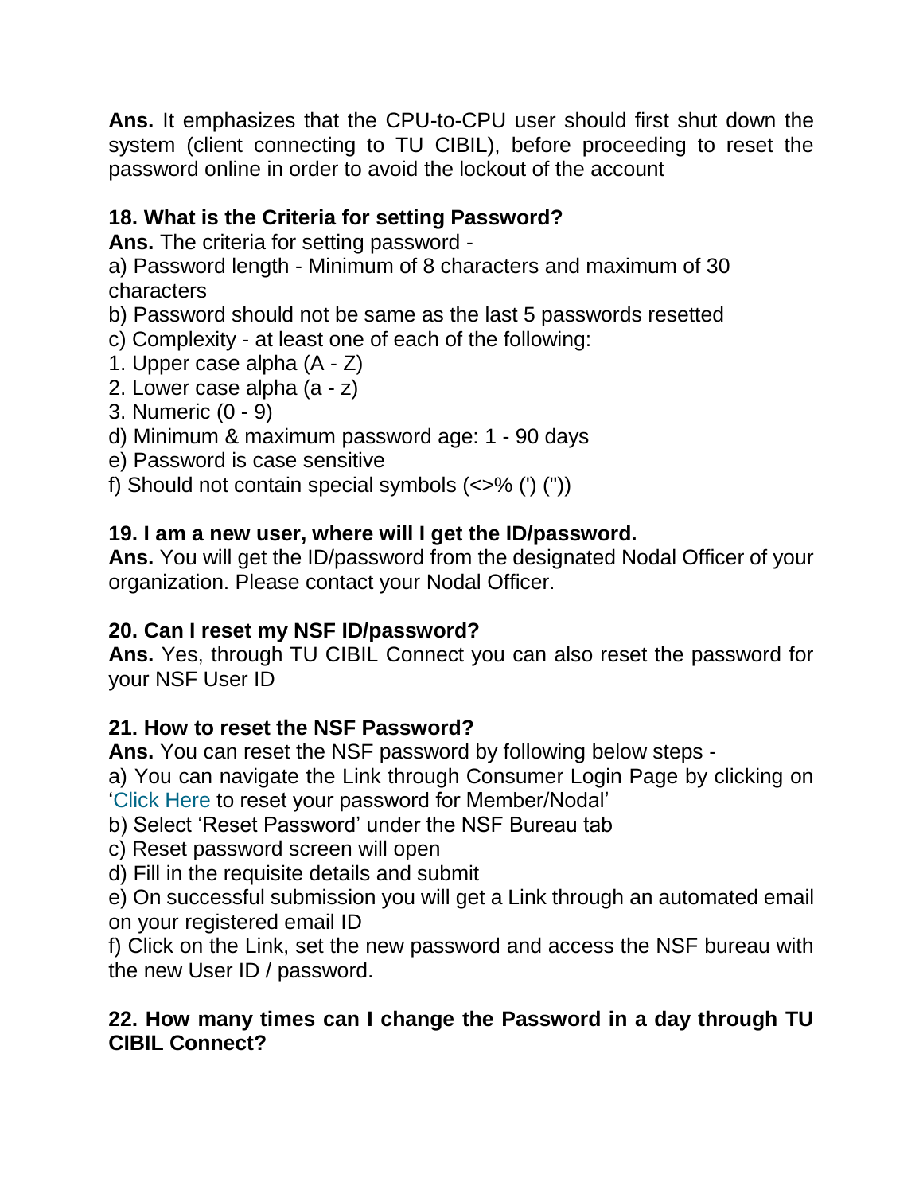**Ans.** It emphasizes that the CPU-to-CPU user should first shut down the system (client connecting to TU CIBIL), before proceeding to reset the password online in order to avoid the lockout of the account

**18. What is the Criteria for setting Password?**

**Ans.** The criteria for setting password -

a) Password length - Minimum of 8 characters and maximum of 30 characters

b) Password should not be same as the last 5 passwords resetted

c) Complexity - at least one of each of the following:

1. Upper case alpha (A - Z)
2. Lower case alpha (a - z)
3. Numeric (0 - 9)

d) Minimum & maximum password age: 1 - 90 days

e) Password is case sensitive

f) Should not contain special symbols (<>% (') ("))

**19. I am a new user, where will I get the ID/password.**

**Ans.** You will get the ID/password from the designated Nodal Officer of your organization. Please contact your Nodal Officer.

**20. Can I reset my NSF ID/password?**

**Ans.** Yes, through TU CIBIL Connect you can also reset the password for your NSF User ID

**21. How to reset the NSF Password?**

**Ans.** You can reset the NSF password by following below steps -

a) You can navigate the Link through Consumer Login Page by clicking on 'Click Here to reset your password for Member/Nodal'

b) Select 'Reset Password' under the NSF Bureau tab

c) Reset password screen will open

d) Fill in the requisite details and submit

e) On successful submission you will get a Link through an automated email on your registered email ID

f) Click on the Link, set the new password and access the NSF bureau with the new User ID / password.

**22. How many times can I change the Password in a day through TU CIBIL Connect?**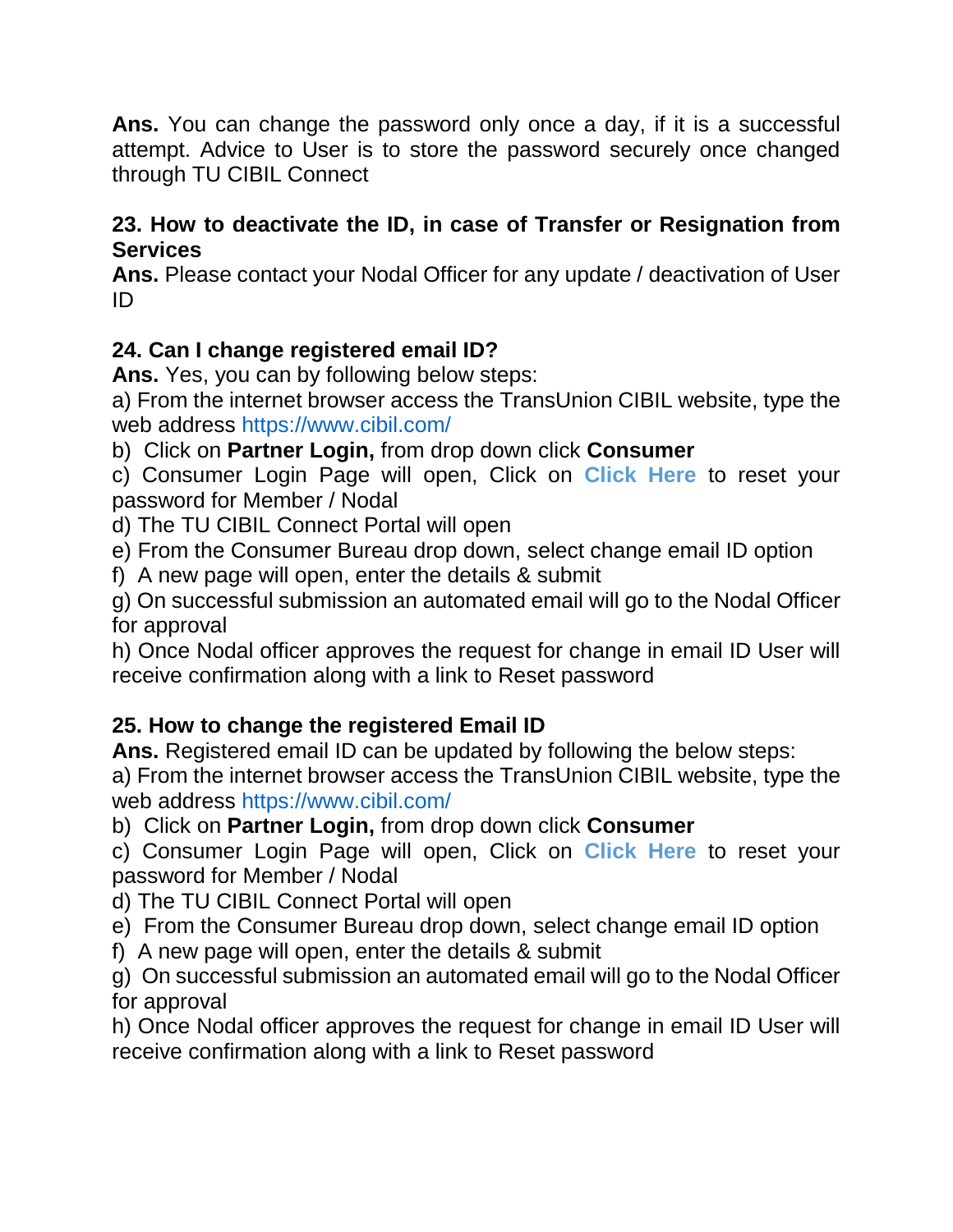**Ans.** You can change the password only once a day, if it is a successful attempt. Advice to User is to store the password securely once changed through TU CIBIL Connect

**23. How to deactivate the ID, in case of Transfer or Resignation from Services**
**Ans.** Please contact your Nodal Officer for any update / deactivation of User ID

**24. Can I change registered email ID?**
**Ans.** Yes, you can by following below steps:
a) From the internet browser access the TransUnion CIBIL website, type the web address https://www.cibil.com/
b) Click on **Partner Login,** from drop down click **Consumer**
c) Consumer Login Page will open, Click on **Click Here** to reset your password for Member / Nodal
d) The TU CIBIL Connect Portal will open
e) From the Consumer Bureau drop down, select change email ID option
f) A new page will open, enter the details & submit
g) On successful submission an automated email will go to the Nodal Officer for approval
h) Once Nodal officer approves the request for change in email ID User will receive confirmation along with a link to Reset password

**25. How to change the registered Email ID**
**Ans.** Registered email ID can be updated by following the below steps:
a) From the internet browser access the TransUnion CIBIL website, type the web address https://www.cibil.com/
b) Click on **Partner Login,** from drop down click **Consumer**
c) Consumer Login Page will open, Click on **Click Here** to reset your password for Member / Nodal
d) The TU CIBIL Connect Portal will open
e) From the Consumer Bureau drop down, select change email ID option
f) A new page will open, enter the details & submit
g) On successful submission an automated email will go to the Nodal Officer for approval
h) Once Nodal officer approves the request for change in email ID User will receive confirmation along with a link to Reset password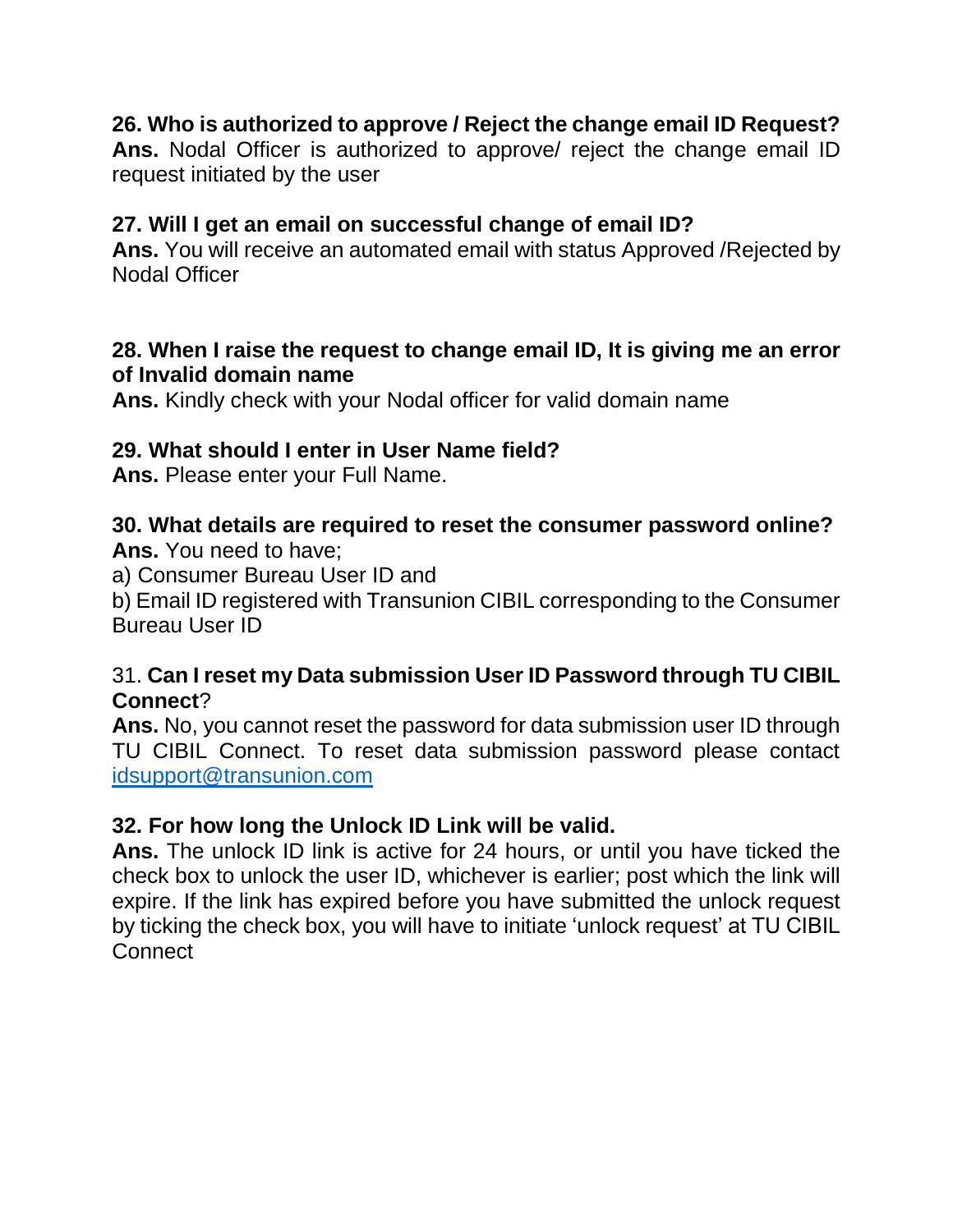**26. Who is authorized to approve / Reject the change email ID Request?**
**Ans.** Nodal Officer is authorized to approve/ reject the change email ID request initiated by the user

**27. Will I get an email on successful change of email ID?**
**Ans.** You will receive an automated email with status Approved /Rejected by Nodal Officer

**28. When I raise the request to change email ID, It is giving me an error of Invalid domain name**
**Ans.** Kindly check with your Nodal officer for valid domain name

**29. What should I enter in User Name field?**
**Ans.** Please enter your Full Name.

**30. What details are required to reset the consumer password online?**
**Ans.** You need to have;
a) Consumer Bureau User ID and
b) Email ID registered with Transunion CIBIL corresponding to the Consumer Bureau User ID

31. **Can I reset my Data submission User ID Password through TU CIBIL Connect**?
**Ans.** No, you cannot reset the password for data submission user ID through TU CIBIL Connect. To reset data submission password please contact idsupport@transunion.com

**32. For how long the Unlock ID Link will be valid.**
**Ans.** The unlock ID link is active for 24 hours, or until you have ticked the check box to unlock the user ID, whichever is earlier; post which the link will expire. If the link has expired before you have submitted the unlock request by ticking the check box, you will have to initiate 'unlock request' at TU CIBIL Connect